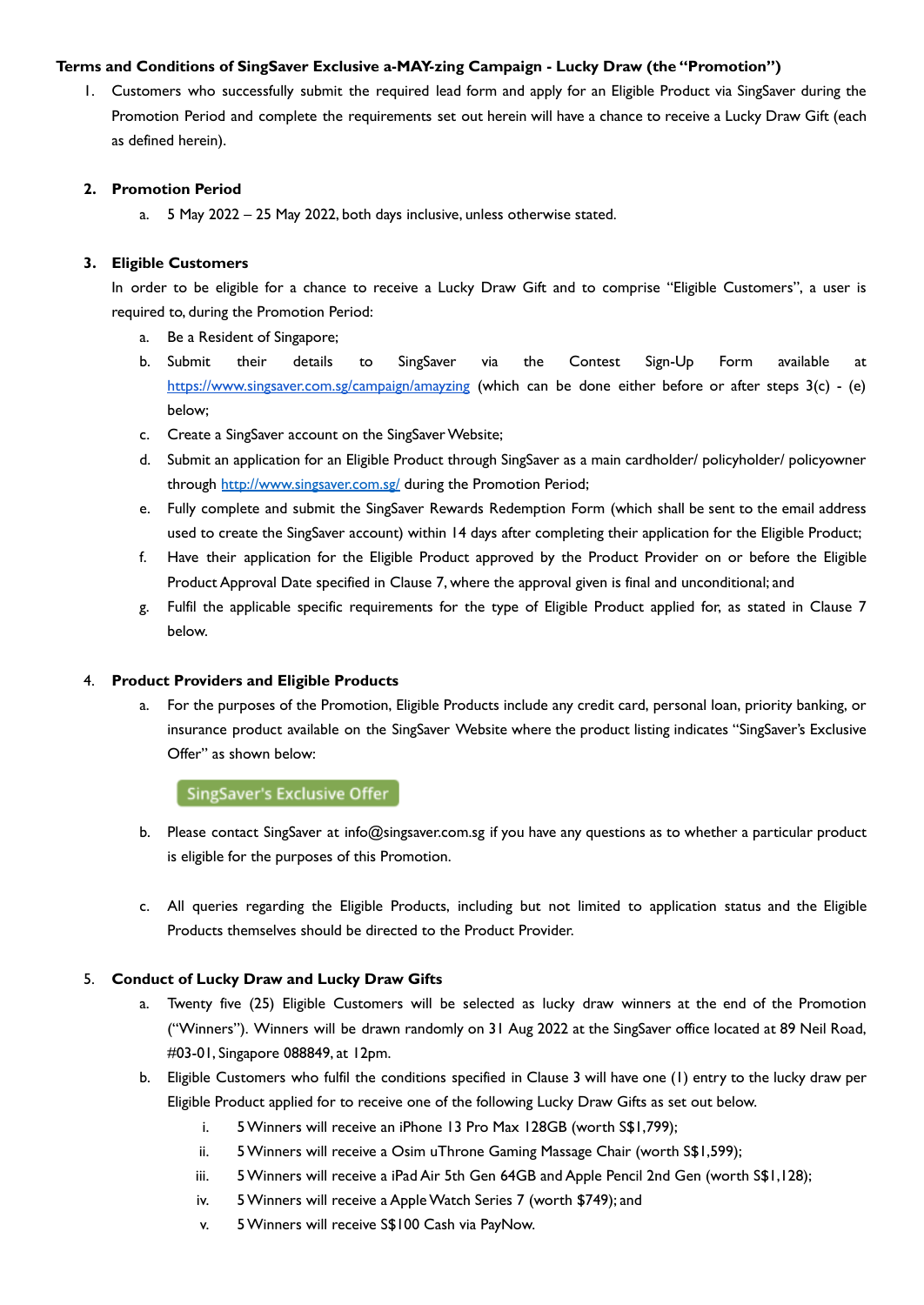**Terms and Conditions of SingSaver Exclusive a-MAY-zing Campaign - Lucky Draw (the "Promotion")**

1. Customers who successfully submit the required lead form and apply for an Eligible Product via SingSaver during the Promotion Period and complete the requirements set out herein will have a chance to receive a Lucky Draw Gift (each as defined herein).

2. **Promotion Period**
   a. 5 May 2022 – 25 May 2022, both days inclusive, unless otherwise stated.

3. **Eligible Customers**
   In order to be eligible for a chance to receive a Lucky Draw Gift and to comprise "Eligible Customers", a user is required to, during the Promotion Period:
   a. Be a Resident of Singapore;
   b. Submit their details to SingSaver via the Contest Sign-Up Form available at https://www.singsaver.com.sg/campaign/amayzing (which can be done either before or after steps 3(c) - (e) below;
   c. Create a SingSaver account on the SingSaver Website;
   d. Submit an application for an Eligible Product through SingSaver as a main cardholder/ policyholder/ policyowner through http://www.singsaver.com.sg/ during the Promotion Period;
   e. Fully complete and submit the SingSaver Rewards Redemption Form (which shall be sent to the email address used to create the SingSaver account) within 14 days after completing their application for the Eligible Product;
   f. Have their application for the Eligible Product approved by the Product Provider on or before the Eligible Product Approval Date specified in Clause 7, where the approval given is final and unconditional; and
   g. Fulfil the applicable specific requirements for the type of Eligible Product applied for, as stated in Clause 7 below.

4. **Product Providers and Eligible Products**
   a. For the purposes of the Promotion, Eligible Products include any credit card, personal loan, priority banking, or insurance product available on the SingSaver Website where the product listing indicates "SingSaver's Exclusive Offer" as shown below:

      SingSaver's Exclusive Offer

   b. Please contact SingSaver at info@singsaver.com.sg if you have any questions as to whether a particular product is eligible for the purposes of this Promotion.

   c. All queries regarding the Eligible Products, including but not limited to application status and the Eligible Products themselves should be directed to the Product Provider.

5. **Conduct of Lucky Draw and Lucky Draw Gifts**
   a. Twenty five (25) Eligible Customers will be selected as lucky draw winners at the end of the Promotion ("Winners"). Winners will be drawn randomly on 31 Aug 2022 at the SingSaver office located at 89 Neil Road, #03-01, Singapore 088849, at 12pm.
   b. Eligible Customers who fulfil the conditions specified in Clause 3 will have one (1) entry to the lucky draw per Eligible Product applied for to receive one of the following Lucky Draw Gifts as set out below.
      i. 5 Winners will receive an iPhone 13 Pro Max 128GB (worth S$1,799);
      ii. 5 Winners will receive a Osim uThrone Gaming Massage Chair (worth S$1,599);
      iii. 5 Winners will receive a iPad Air 5th Gen 64GB and Apple Pencil 2nd Gen (worth S$1,128);
      iv. 5 Winners will receive a Apple Watch Series 7 (worth $749); and
      v. 5 Winners will receive S$100 Cash via PayNow.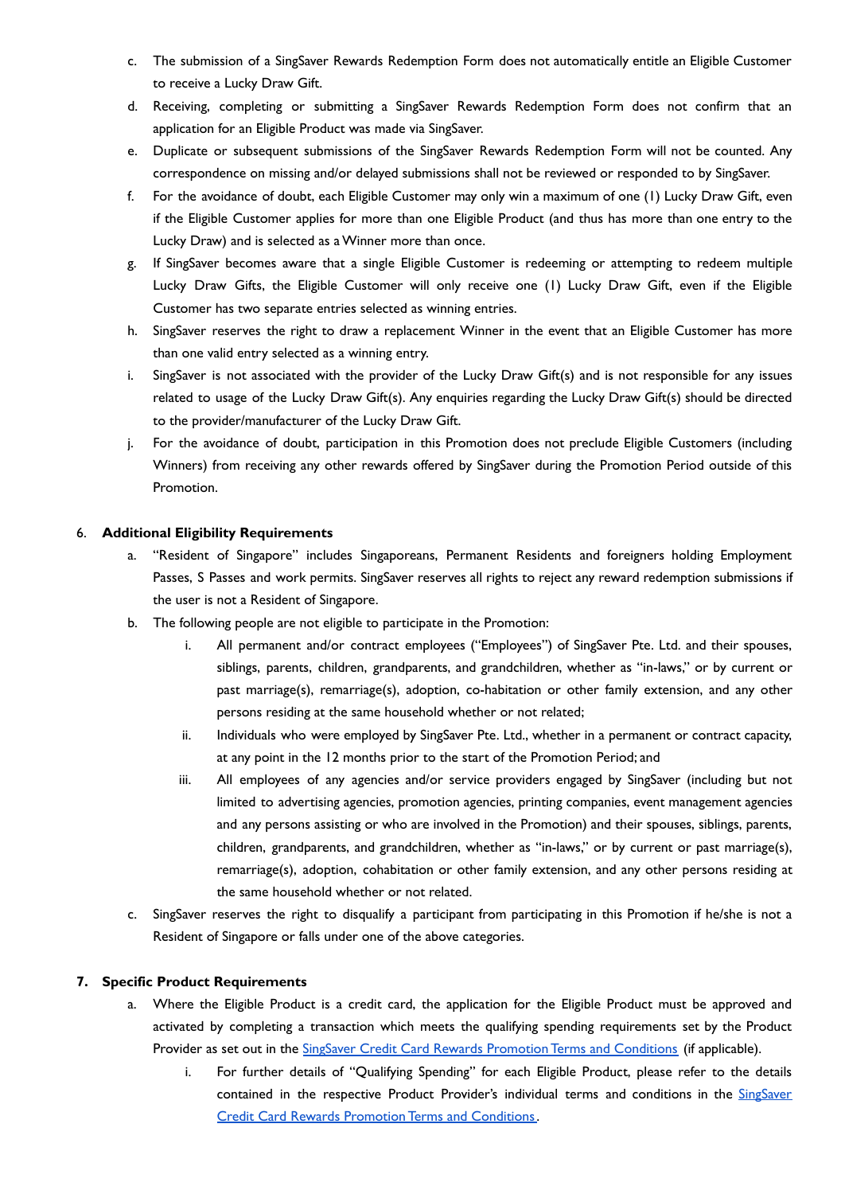c. The submission of a SingSaver Rewards Redemption Form does not automatically entitle an Eligible Customer to receive a Lucky Draw Gift.

d. Receiving, completing or submitting a SingSaver Rewards Redemption Form does not confirm that an application for an Eligible Product was made via SingSaver.

e. Duplicate or subsequent submissions of the SingSaver Rewards Redemption Form will not be counted. Any correspondence on missing and/or delayed submissions shall not be reviewed or responded to by SingSaver.

f. For the avoidance of doubt, each Eligible Customer may only win a maximum of one (1) Lucky Draw Gift, even if the Eligible Customer applies for more than one Eligible Product (and thus has more than one entry to the Lucky Draw) and is selected as a Winner more than once.

g. If SingSaver becomes aware that a single Eligible Customer is redeeming or attempting to redeem multiple Lucky Draw Gifts, the Eligible Customer will only receive one (1) Lucky Draw Gift, even if the Eligible Customer has two separate entries selected as winning entries.

h. SingSaver reserves the right to draw a replacement Winner in the event that an Eligible Customer has more than one valid entry selected as a winning entry.

i. SingSaver is not associated with the provider of the Lucky Draw Gift(s) and is not responsible for any issues related to usage of the Lucky Draw Gift(s). Any enquiries regarding the Lucky Draw Gift(s) should be directed to the provider/manufacturer of the Lucky Draw Gift.

j. For the avoidance of doubt, participation in this Promotion does not preclude Eligible Customers (including Winners) from receiving any other rewards offered by SingSaver during the Promotion Period outside of this Promotion.

6. **Additional Eligibility Requirements**

   a. "Resident of Singapore" includes Singaporeans, Permanent Residents and foreigners holding Employment Passes, S Passes and work permits. SingSaver reserves all rights to reject any reward redemption submissions if the user is not a Resident of Singapore.

   b. The following people are not eligible to participate in the Promotion:

      i. All permanent and/or contract employees ("Employees") of SingSaver Pte. Ltd. and their spouses, siblings, parents, children, grandparents, and grandchildren, whether as "in-laws," or by current or past marriage(s), remarriage(s), adoption, co-habitation or other family extension, and any other persons residing at the same household whether or not related;

      ii. Individuals who were employed by SingSaver Pte. Ltd., whether in a permanent or contract capacity, at any point in the 12 months prior to the start of the Promotion Period; and

      iii. All employees of any agencies and/or service providers engaged by SingSaver (including but not limited to advertising agencies, promotion agencies, printing companies, event management agencies and any persons assisting or who are involved in the Promotion) and their spouses, siblings, parents, children, grandparents, and grandchildren, whether as "in-laws," or by current or past marriage(s), remarriage(s), adoption, cohabitation or other family extension, and any other persons residing at the same household whether or not related.

   c. SingSaver reserves the right to disqualify a participant from participating in this Promotion if he/she is not a Resident of Singapore or falls under one of the above categories.

7. **Specific Product Requirements**

   a. Where the Eligible Product is a credit card, the application for the Eligible Product must be approved and activated by completing a transaction which meets the qualifying spending requirements set by the Product Provider as set out in the SingSaver Credit Card Rewards Promotion Terms and Conditions (if applicable).

      i. For further details of "Qualifying Spending" for each Eligible Product, please refer to the details contained in the respective Product Provider's individual terms and conditions in the SingSaver Credit Card Rewards Promotion Terms and Conditions.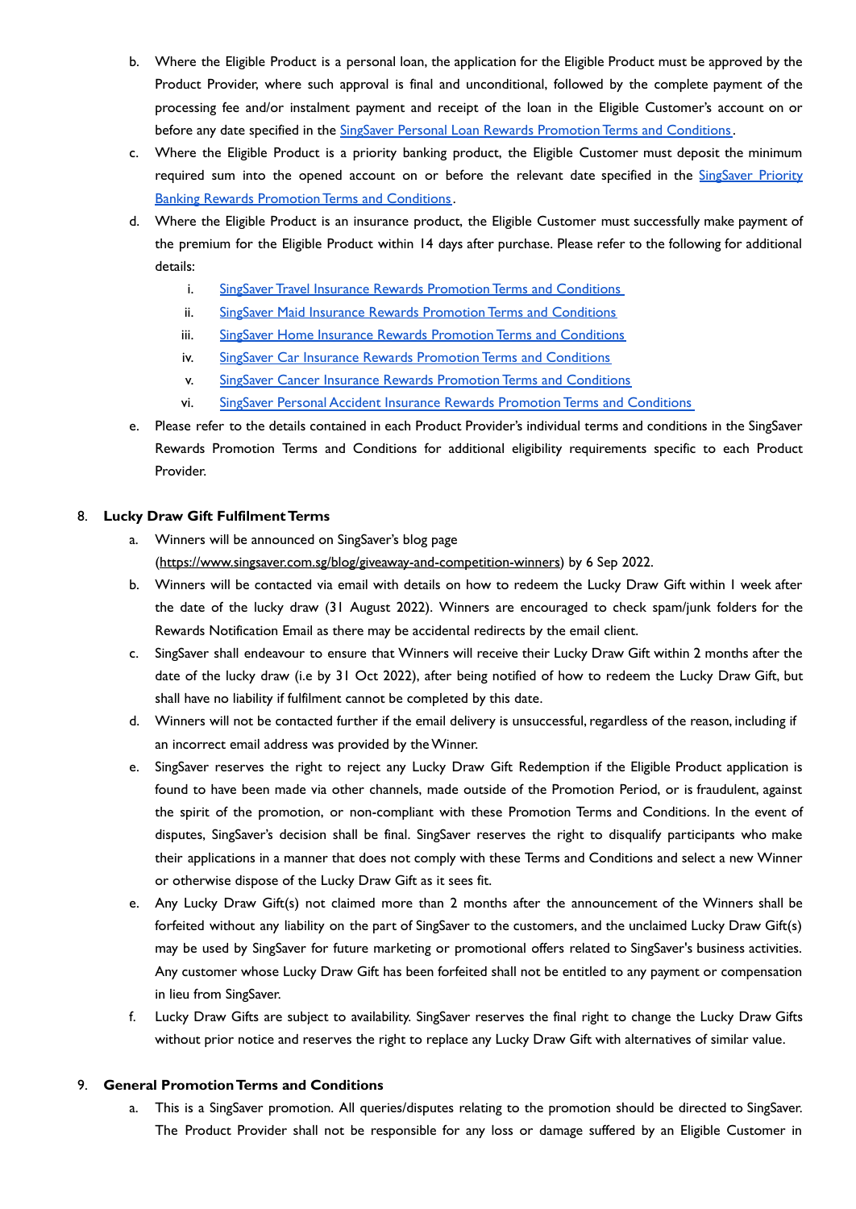b. Where the Eligible Product is a personal loan, the application for the Eligible Product must be approved by the Product Provider, where such approval is final and unconditional, followed by the complete payment of the processing fee and/or instalment payment and receipt of the loan in the Eligible Customer's account on or before any date specified in the SingSaver Personal Loan Rewards Promotion Terms and Conditions.

c. Where the Eligible Product is a priority banking product, the Eligible Customer must deposit the minimum required sum into the opened account on or before the relevant date specified in the SingSaver Priority Banking Rewards Promotion Terms and Conditions.

d. Where the Eligible Product is an insurance product, the Eligible Customer must successfully make payment of the premium for the Eligible Product within 14 days after purchase. Please refer to the following for additional details:

   i. SingSaver Travel Insurance Rewards Promotion Terms and Conditions
   
   ii. SingSaver Maid Insurance Rewards Promotion Terms and Conditions
   
   iii. SingSaver Home Insurance Rewards Promotion Terms and Conditions
   
   iv. SingSaver Car Insurance Rewards Promotion Terms and Conditions
   
   v. SingSaver Cancer Insurance Rewards Promotion Terms and Conditions
   
   vi. SingSaver Personal Accident Insurance Rewards Promotion Terms and Conditions

e. Please refer to the details contained in each Product Provider's individual terms and conditions in the SingSaver Rewards Promotion Terms and Conditions for additional eligibility requirements specific to each Product Provider.

8. **Lucky Draw Gift Fulfilment Terms**

   a. Winners will be announced on SingSaver's blog page (https://www.singsaver.com.sg/blog/giveaway-and-competition-winners) by 6 Sep 2022.

   b. Winners will be contacted via email with details on how to redeem the Lucky Draw Gift within 1 week after the date of the lucky draw (31 August 2022). Winners are encouraged to check spam/junk folders for the Rewards Notification Email as there may be accidental redirects by the email client.

   c. SingSaver shall endeavour to ensure that Winners will receive their Lucky Draw Gift within 2 months after the date of the lucky draw (i.e by 31 Oct 2022), after being notified of how to redeem the Lucky Draw Gift, but shall have no liability if fulfilment cannot be completed by this date.

   d. Winners will not be contacted further if the email delivery is unsuccessful, regardless of the reason, including if an incorrect email address was provided by the Winner.

   e. SingSaver reserves the right to reject any Lucky Draw Gift Redemption if the Eligible Product application is found to have been made via other channels, made outside of the Promotion Period, or is fraudulent, against the spirit of the promotion, or non-compliant with these Promotion Terms and Conditions. In the event of disputes, SingSaver's decision shall be final. SingSaver reserves the right to disqualify participants who make their applications in a manner that does not comply with these Terms and Conditions and select a new Winner or otherwise dispose of the Lucky Draw Gift as it sees fit.

   e. Any Lucky Draw Gift(s) not claimed more than 2 months after the announcement of the Winners shall be forfeited without any liability on the part of SingSaver to the customers, and the unclaimed Lucky Draw Gift(s) may be used by SingSaver for future marketing or promotional offers related to SingSaver's business activities. Any customer whose Lucky Draw Gift has been forfeited shall not be entitled to any payment or compensation in lieu from SingSaver.

   f. Lucky Draw Gifts are subject to availability. SingSaver reserves the final right to change the Lucky Draw Gifts without prior notice and reserves the right to replace any Lucky Draw Gift with alternatives of similar value.

9. **General Promotion Terms and Conditions**

   a. This is a SingSaver promotion. All queries/disputes relating to the promotion should be directed to SingSaver. The Product Provider shall not be responsible for any loss or damage suffered by an Eligible Customer in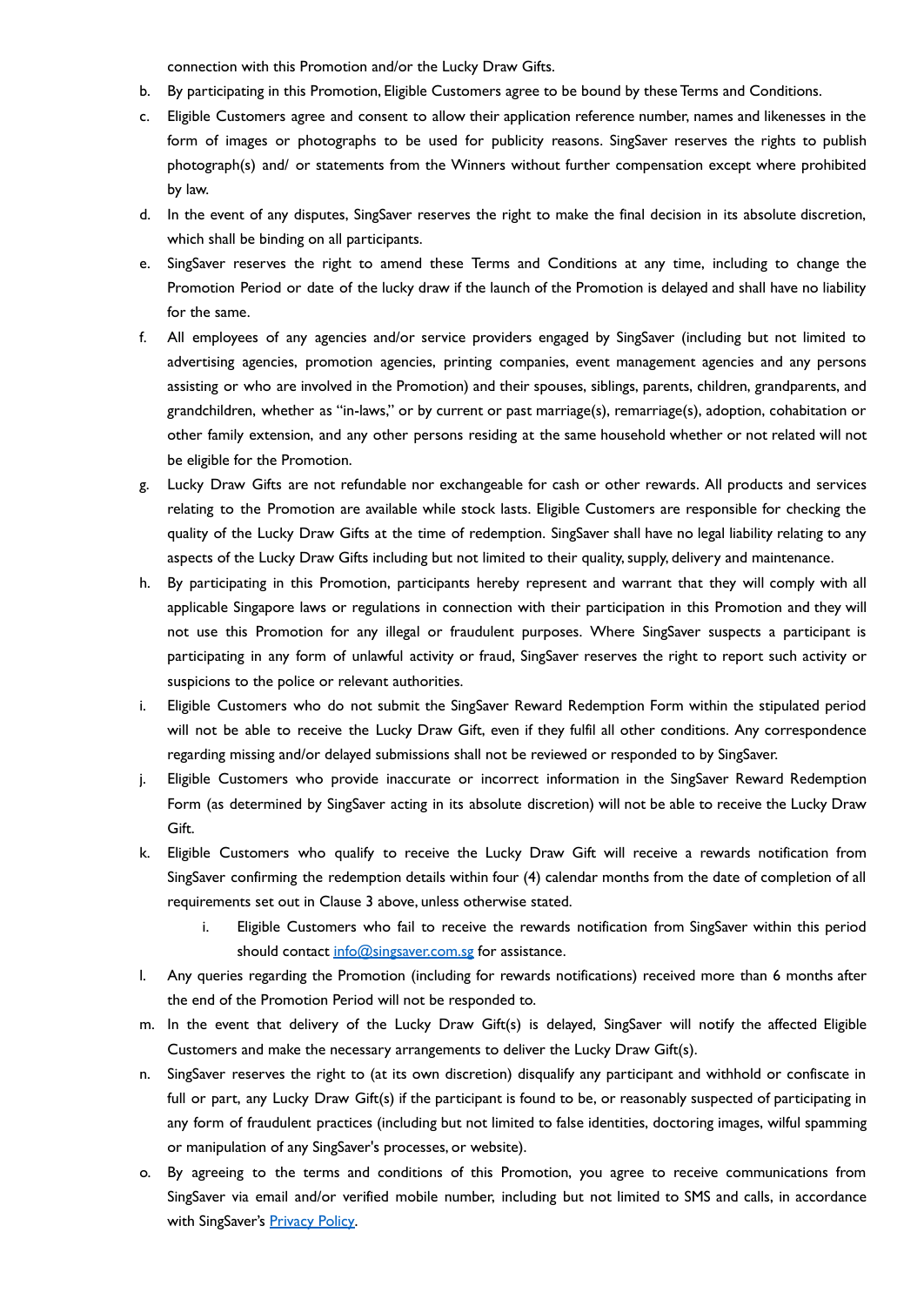connection with this Promotion and/or the Lucky Draw Gifts.

b. By participating in this Promotion, Eligible Customers agree to be bound by these Terms and Conditions.

c. Eligible Customers agree and consent to allow their application reference number, names and likenesses in the form of images or photographs to be used for publicity reasons. SingSaver reserves the rights to publish photograph(s) and/ or statements from the Winners without further compensation except where prohibited by law.

d. In the event of any disputes, SingSaver reserves the right to make the final decision in its absolute discretion, which shall be binding on all participants.

e. SingSaver reserves the right to amend these Terms and Conditions at any time, including to change the Promotion Period or date of the lucky draw if the launch of the Promotion is delayed and shall have no liability for the same.

f. All employees of any agencies and/or service providers engaged by SingSaver (including but not limited to advertising agencies, promotion agencies, printing companies, event management agencies and any persons assisting or who are involved in the Promotion) and their spouses, siblings, parents, children, grandparents, and grandchildren, whether as "in-laws," or by current or past marriage(s), remarriage(s), adoption, cohabitation or other family extension, and any other persons residing at the same household whether or not related will not be eligible for the Promotion.

g. Lucky Draw Gifts are not refundable nor exchangeable for cash or other rewards. All products and services relating to the Promotion are available while stock lasts. Eligible Customers are responsible for checking the quality of the Lucky Draw Gifts at the time of redemption. SingSaver shall have no legal liability relating to any aspects of the Lucky Draw Gifts including but not limited to their quality, supply, delivery and maintenance.

h. By participating in this Promotion, participants hereby represent and warrant that they will comply with all applicable Singapore laws or regulations in connection with their participation in this Promotion and they will not use this Promotion for any illegal or fraudulent purposes. Where SingSaver suspects a participant is participating in any form of unlawful activity or fraud, SingSaver reserves the right to report such activity or suspicions to the police or relevant authorities.

i. Eligible Customers who do not submit the SingSaver Reward Redemption Form within the stipulated period will not be able to receive the Lucky Draw Gift, even if they fulfil all other conditions. Any correspondence regarding missing and/or delayed submissions shall not be reviewed or responded to by SingSaver.

j. Eligible Customers who provide inaccurate or incorrect information in the SingSaver Reward Redemption Form (as determined by SingSaver acting in its absolute discretion) will not be able to receive the Lucky Draw Gift.

k. Eligible Customers who qualify to receive the Lucky Draw Gift will receive a rewards notification from SingSaver confirming the redemption details within four (4) calendar months from the date of completion of all requirements set out in Clause 3 above, unless otherwise stated.

    i. Eligible Customers who fail to receive the rewards notification from SingSaver within this period should contact info@singsaver.com.sg for assistance.

l. Any queries regarding the Promotion (including for rewards notifications) received more than 6 months after the end of the Promotion Period will not be responded to.

m. In the event that delivery of the Lucky Draw Gift(s) is delayed, SingSaver will notify the affected Eligible Customers and make the necessary arrangements to deliver the Lucky Draw Gift(s).

n. SingSaver reserves the right to (at its own discretion) disqualify any participant and withhold or confiscate in full or part, any Lucky Draw Gift(s) if the participant is found to be, or reasonably suspected of participating in any form of fraudulent practices (including but not limited to false identities, doctoring images, wilful spamming or manipulation of any SingSaver's processes, or website).

o. By agreeing to the terms and conditions of this Promotion, you agree to receive communications from SingSaver via email and/or verified mobile number, including but not limited to SMS and calls, in accordance with SingSaver's Privacy Policy.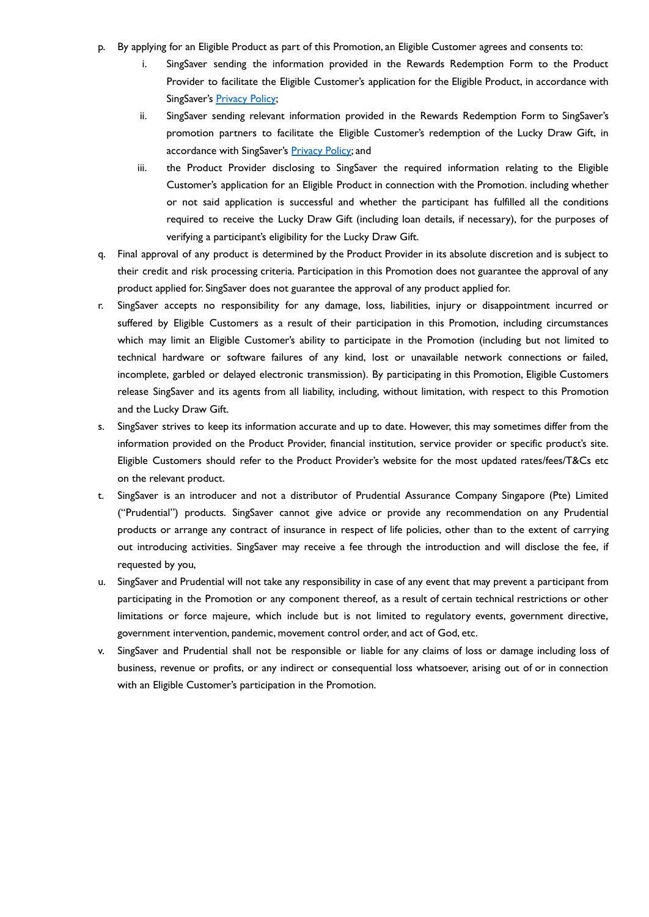p. By applying for an Eligible Product as part of this Promotion, an Eligible Customer agrees and consents to:

    i. SingSaver sending the information provided in the Rewards Redemption Form to the Product Provider to facilitate the Eligible Customer's application for the Eligible Product, in accordance with SingSaver's [Privacy Policy];

    ii. SingSaver sending relevant information provided in the Rewards Redemption Form to SingSaver's promotion partners to facilitate the Eligible Customer's redemption of the Lucky Draw Gift, in accordance with SingSaver's [Privacy Policy]; and

    iii. the Product Provider disclosing to SingSaver the required information relating to the Eligible Customer's application for an Eligible Product in connection with the Promotion. including whether or not said application is successful and whether the participant has fulfilled all the conditions required to receive the Lucky Draw Gift (including loan details, if necessary), for the purposes of verifying a participant's eligibility for the Lucky Draw Gift.

q. Final approval of any product is determined by the Product Provider in its absolute discretion and is subject to their credit and risk processing criteria. Participation in this Promotion does not guarantee the approval of any product applied for. SingSaver does not guarantee the approval of any product applied for.

r. SingSaver accepts no responsibility for any damage, loss, liabilities, injury or disappointment incurred or suffered by Eligible Customers as a result of their participation in this Promotion, including circumstances which may limit an Eligible Customer's ability to participate in the Promotion (including but not limited to technical hardware or software failures of any kind, lost or unavailable network connections or failed, incomplete, garbled or delayed electronic transmission). By participating in this Promotion, Eligible Customers release SingSaver and its agents from all liability, including, without limitation, with respect to this Promotion and the Lucky Draw Gift.

s. SingSaver strives to keep its information accurate and up to date. However, this may sometimes differ from the information provided on the Product Provider, financial institution, service provider or specific product's site. Eligible Customers should refer to the Product Provider's website for the most updated rates/fees/T&Cs etc on the relevant product.

t. SingSaver is an introducer and not a distributor of Prudential Assurance Company Singapore (Pte) Limited ("Prudential") products. SingSaver cannot give advice or provide any recommendation on any Prudential products or arrange any contract of insurance in respect of life policies, other than to the extent of carrying out introducing activities. SingSaver may receive a fee through the introduction and will disclose the fee, if requested by you,

u. SingSaver and Prudential will not take any responsibility in case of any event that may prevent a participant from participating in the Promotion or any component thereof, as a result of certain technical restrictions or other limitations or force majeure, which include but is not limited to regulatory events, government directive, government intervention, pandemic, movement control order, and act of God, etc.

v. SingSaver and Prudential shall not be responsible or liable for any claims of loss or damage including loss of business, revenue or profits, or any indirect or consequential loss whatsoever, arising out of or in connection with an Eligible Customer's participation in the Promotion.